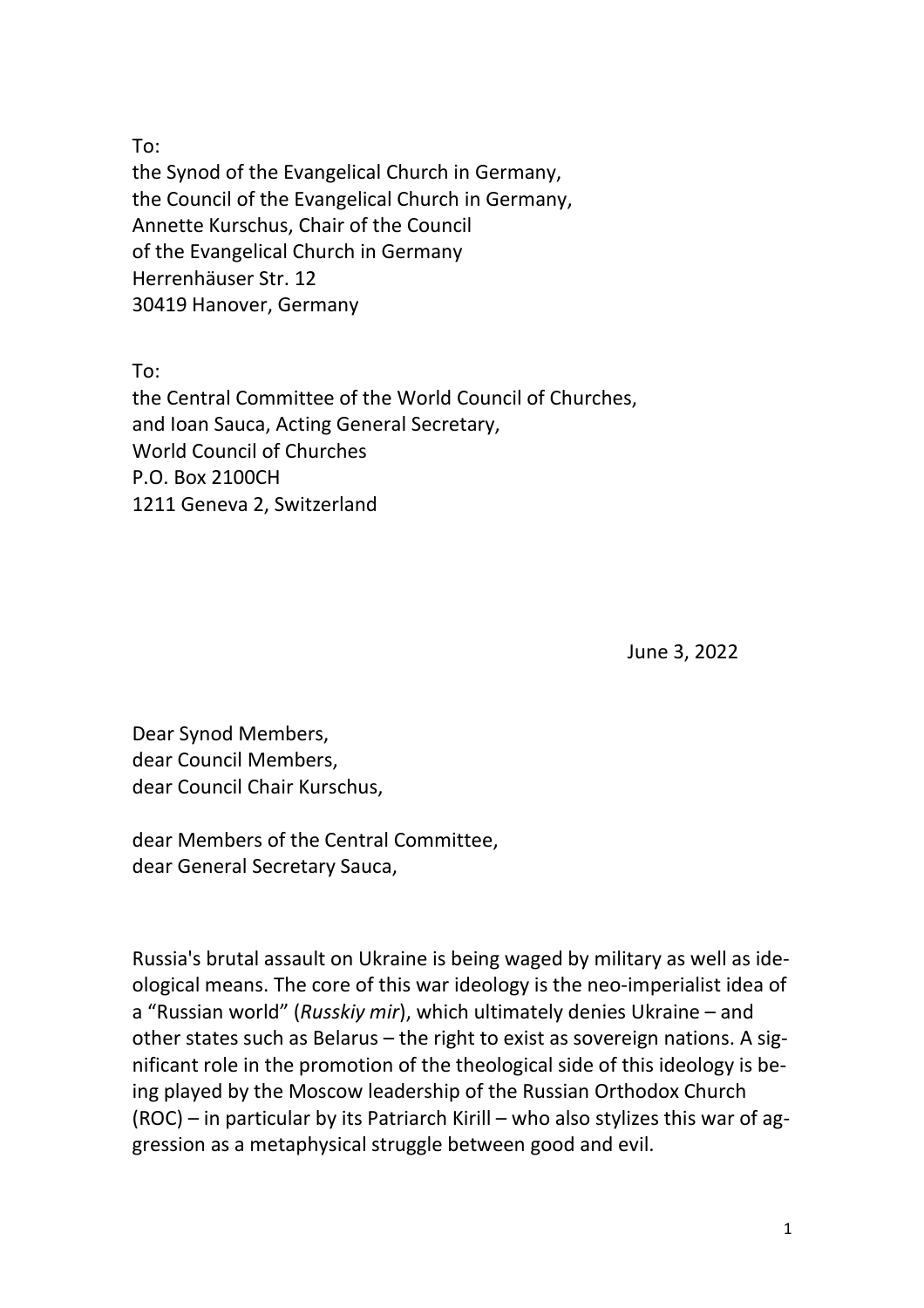To:
the Synod of the Evangelical Church in Germany,
the Council of the Evangelical Church in Germany,
Annette Kurschus, Chair of the Council
of the Evangelical Church in Germany
Herrenhäuser Str. 12
30419 Hanover, Germany

To:
the Central Committee of the World Council of Churches,
and Ioan Sauca, Acting General Secretary,
World Council of Churches
P.O. Box 2100CH
1211 Geneva 2, Switzerland

June 3, 2022

Dear Synod Members,
dear Council Members,
dear Council Chair Kurschus,

dear Members of the Central Committee,
dear General Secretary Sauca,

Russia's brutal assault on Ukraine is being waged by military as well as ideological means. The core of this war ideology is the neo-imperialist idea of a "Russian world" (*Russkiy mir*), which ultimately denies Ukraine – and other states such as Belarus – the right to exist as sovereign nations. A significant role in the promotion of the theological side of this ideology is being played by the Moscow leadership of the Russian Orthodox Church (ROC) – in particular by its Patriarch Kirill – who also stylizes this war of aggression as a metaphysical struggle between good and evil.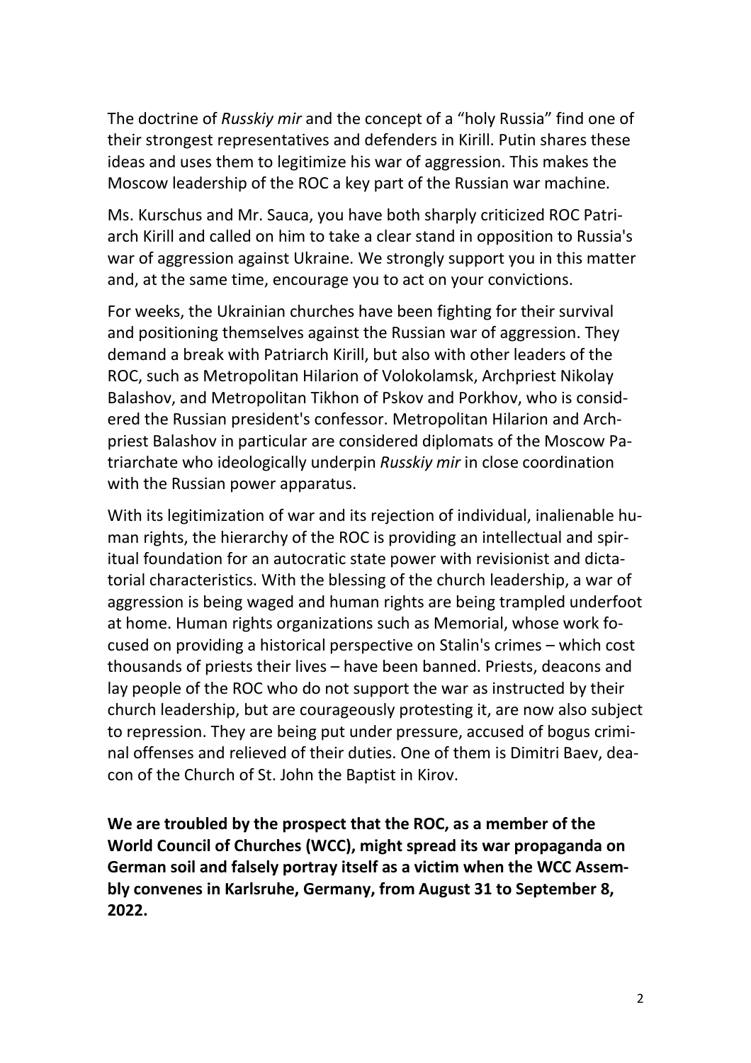The doctrine of *Russkiy mir* and the concept of a "holy Russia" find one of their strongest representatives and defenders in Kirill. Putin shares these ideas and uses them to legitimize his war of aggression. This makes the Moscow leadership of the ROC a key part of the Russian war machine.

Ms. Kurschus and Mr. Sauca, you have both sharply criticized ROC Patriarch Kirill and called on him to take a clear stand in opposition to Russia's war of aggression against Ukraine. We strongly support you in this matter and, at the same time, encourage you to act on your convictions.

For weeks, the Ukrainian churches have been fighting for their survival and positioning themselves against the Russian war of aggression. They demand a break with Patriarch Kirill, but also with other leaders of the ROC, such as Metropolitan Hilarion of Volokolamsk, Archpriest Nikolay Balashov, and Metropolitan Tikhon of Pskov and Porkhov, who is considered the Russian president's confessor. Metropolitan Hilarion and Archpriest Balashov in particular are considered diplomats of the Moscow Patriarchate who ideologically underpin *Russkiy mir* in close coordination with the Russian power apparatus.

With its legitimization of war and its rejection of individual, inalienable human rights, the hierarchy of the ROC is providing an intellectual and spiritual foundation for an autocratic state power with revisionist and dictatorial characteristics. With the blessing of the church leadership, a war of aggression is being waged and human rights are being trampled underfoot at home. Human rights organizations such as Memorial, whose work focused on providing a historical perspective on Stalin's crimes – which cost thousands of priests their lives – have been banned. Priests, deacons and lay people of the ROC who do not support the war as instructed by their church leadership, but are courageously protesting it, are now also subject to repression. They are being put under pressure, accused of bogus criminal offenses and relieved of their duties. One of them is Dimitri Baev, deacon of the Church of St. John the Baptist in Kirov.

**We are troubled by the prospect that the ROC, as a member of the World Council of Churches (WCC), might spread its war propaganda on German soil and falsely portray itself as a victim when the WCC Assembly convenes in Karlsruhe, Germany, from August 31 to September 8, 2022.**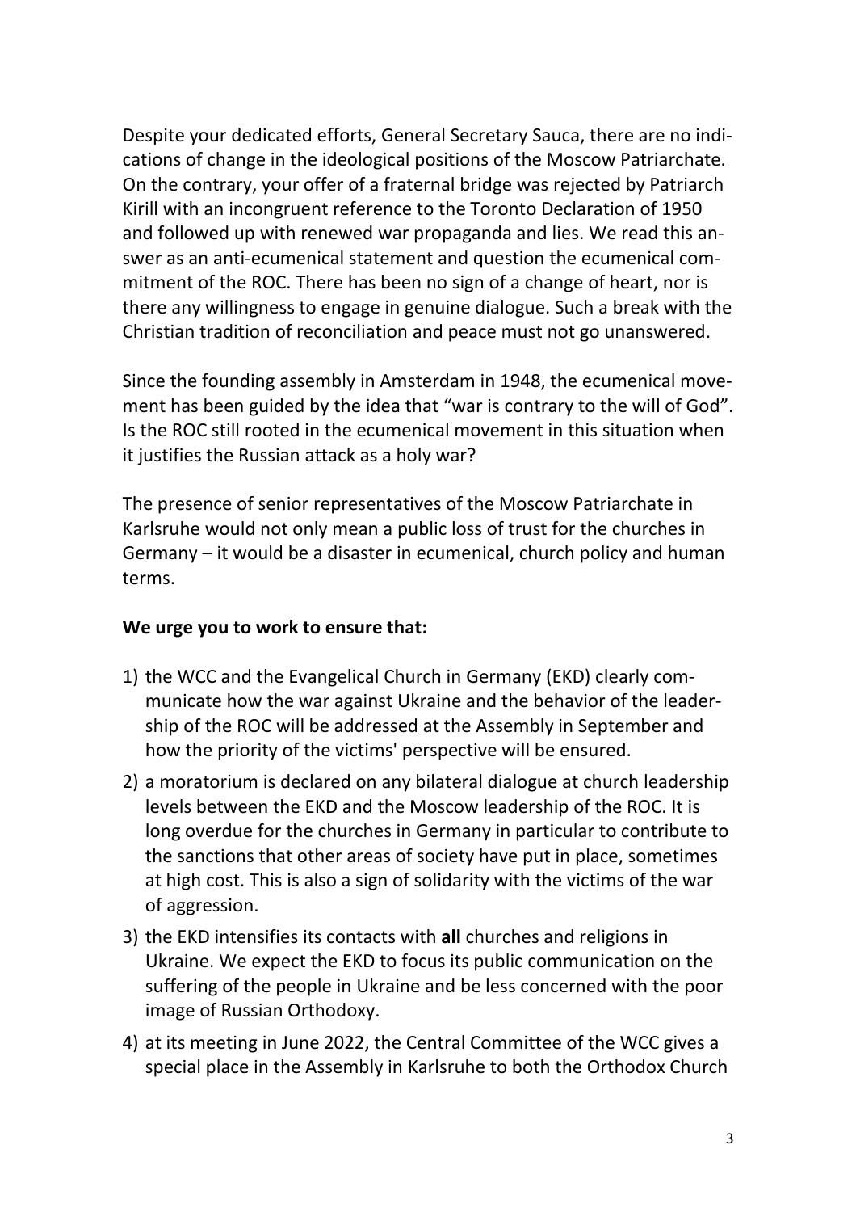Despite your dedicated efforts, General Secretary Sauca, there are no indications of change in the ideological positions of the Moscow Patriarchate. On the contrary, your offer of a fraternal bridge was rejected by Patriarch Kirill with an incongruent reference to the Toronto Declaration of 1950 and followed up with renewed war propaganda and lies. We read this answer as an anti-ecumenical statement and question the ecumenical commitment of the ROC. There has been no sign of a change of heart, nor is there any willingness to engage in genuine dialogue. Such a break with the Christian tradition of reconciliation and peace must not go unanswered.

Since the founding assembly in Amsterdam in 1948, the ecumenical movement has been guided by the idea that "war is contrary to the will of God". Is the ROC still rooted in the ecumenical movement in this situation when it justifies the Russian attack as a holy war?

The presence of senior representatives of the Moscow Patriarchate in Karlsruhe would not only mean a public loss of trust for the churches in Germany – it would be a disaster in ecumenical, church policy and human terms.

**We urge you to work to ensure that:**

1) the WCC and the Evangelical Church in Germany (EKD) clearly communicate how the war against Ukraine and the behavior of the leadership of the ROC will be addressed at the Assembly in September and how the priority of the victims' perspective will be ensured.
2) a moratorium is declared on any bilateral dialogue at church leadership levels between the EKD and the Moscow leadership of the ROC. It is long overdue for the churches in Germany in particular to contribute to the sanctions that other areas of society have put in place, sometimes at high cost. This is also a sign of solidarity with the victims of the war of aggression.
3) the EKD intensifies its contacts with **all** churches and religions in Ukraine. We expect the EKD to focus its public communication on the suffering of the people in Ukraine and be less concerned with the poor image of Russian Orthodoxy.
4) at its meeting in June 2022, the Central Committee of the WCC gives a special place in the Assembly in Karlsruhe to both the Orthodox Church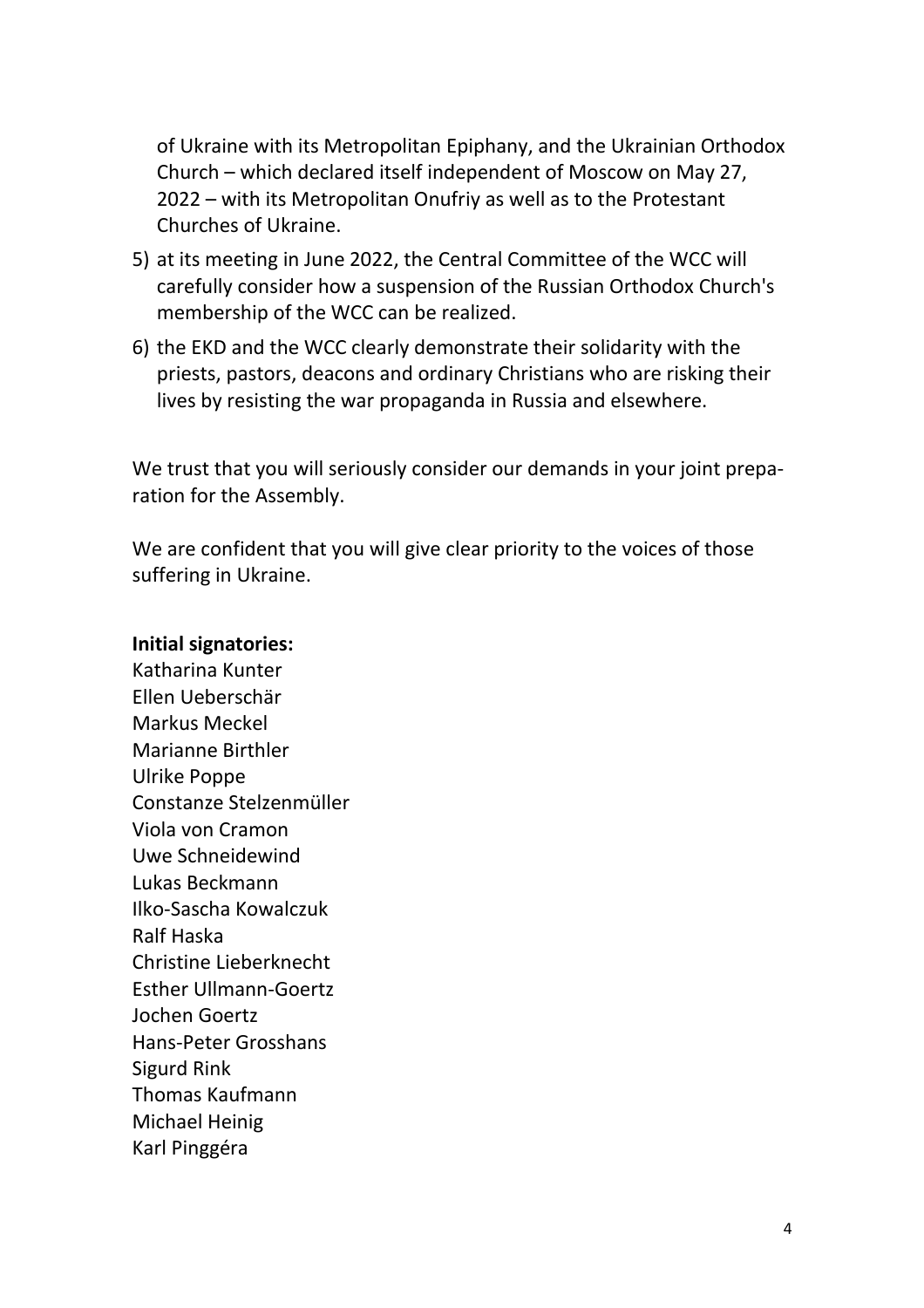of Ukraine with its Metropolitan Epiphany, and the Ukrainian Orthodox Church – which declared itself independent of Moscow on May 27, 2022 – with its Metropolitan Onufriy as well as to the Protestant Churches of Ukraine.

5) at its meeting in June 2022, the Central Committee of the WCC will carefully consider how a suspension of the Russian Orthodox Church's membership of the WCC can be realized.
6) the EKD and the WCC clearly demonstrate their solidarity with the priests, pastors, deacons and ordinary Christians who are risking their lives by resisting the war propaganda in Russia and elsewhere.

We trust that you will seriously consider our demands in your joint preparation for the Assembly.

We are confident that you will give clear priority to the voices of those suffering in Ukraine.

**Initial signatories:**
Katharina Kunter
Ellen Ueberschär
Markus Meckel
Marianne Birthler
Ulrike Poppe
Constanze Stelzenmüller
Viola von Cramon
Uwe Schneidewind
Lukas Beckmann
Ilko-Sascha Kowalczuk
Ralf Haska
Christine Lieberknecht
Esther Ullmann-Goertz
Jochen Goertz
Hans-Peter Grosshans
Sigurd Rink
Thomas Kaufmann
Michael Heinig
Karl Pinggéra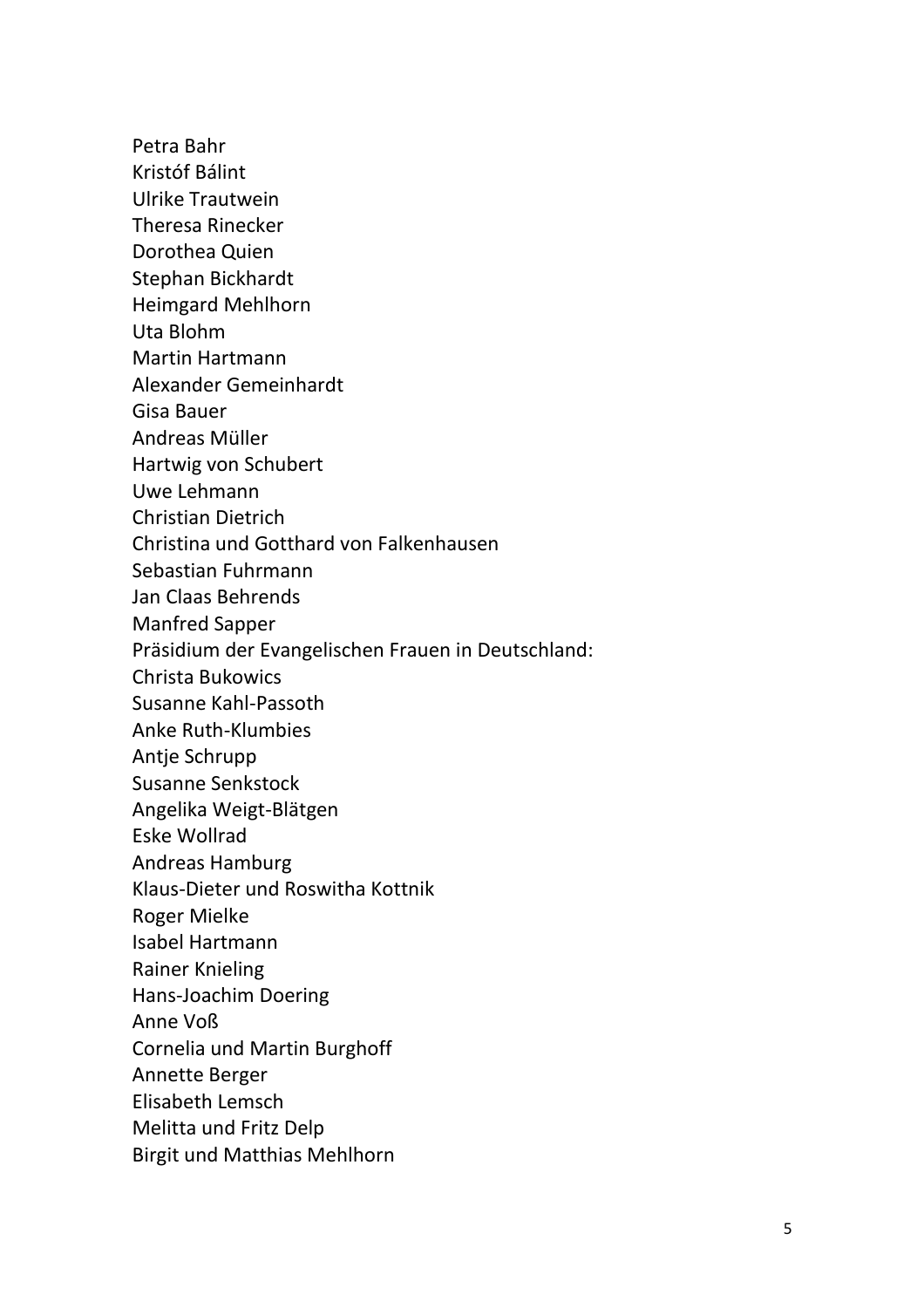Petra Bahr
Kristóf Bálint
Ulrike Trautwein
Theresa Rinecker
Dorothea Quien
Stephan Bickhardt
Heimgard Mehlhorn
Uta Blohm
Martin Hartmann
Alexander Gemeinhardt
Gisa Bauer
Andreas Müller
Hartwig von Schubert
Uwe Lehmann
Christian Dietrich
Christina und Gotthard von Falkenhausen
Sebastian Fuhrmann
Jan Claas Behrends
Manfred Sapper
Präsidium der Evangelischen Frauen in Deutschland:
Christa Bukowics
Susanne Kahl-Passoth
Anke Ruth-Klumbies
Antje Schrupp
Susanne Senkstock
Angelika Weigt-Blätgen
Eske Wollrad
Andreas Hamburg
Klaus-Dieter und Roswitha Kottnik
Roger Mielke
Isabel Hartmann
Rainer Knieling
Hans-Joachim Doering
Anne Voß
Cornelia und Martin Burghoff
Annette Berger
Elisabeth Lemsch
Melitta und Fritz Delp
Birgit und Matthias Mehlhorn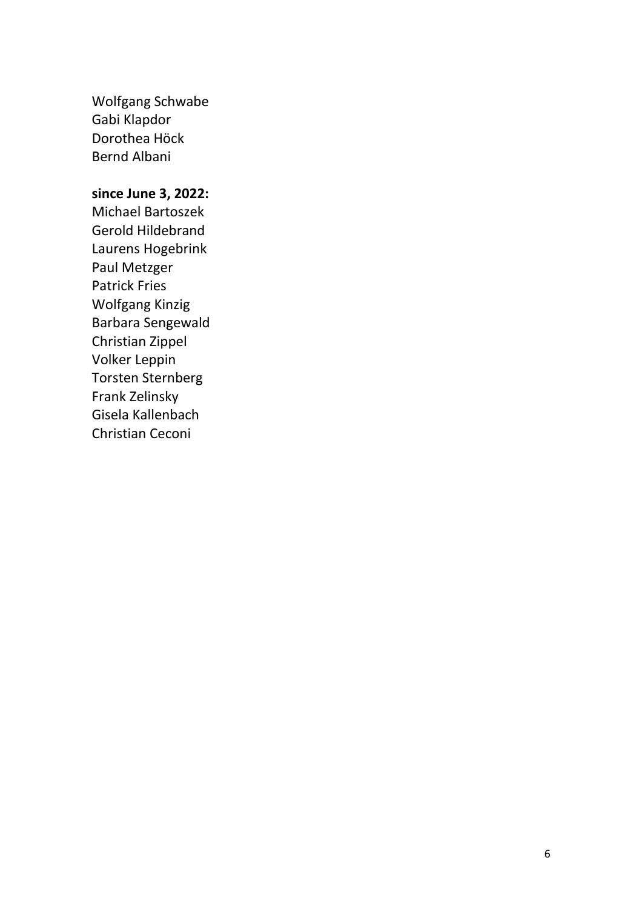Wolfgang Schwabe
Gabi Klapdor
Dorothea Höck
Bernd Albani

**since June 3, 2022:**
Michael Bartoszek
Gerold Hildebrand
Laurens Hogebrink
Paul Metzger
Patrick Fries
Wolfgang Kinzig
Barbara Sengewald
Christian Zippel
Volker Leppin
Torsten Sternberg
Frank Zelinsky
Gisela Kallenbach
Christian Ceconi